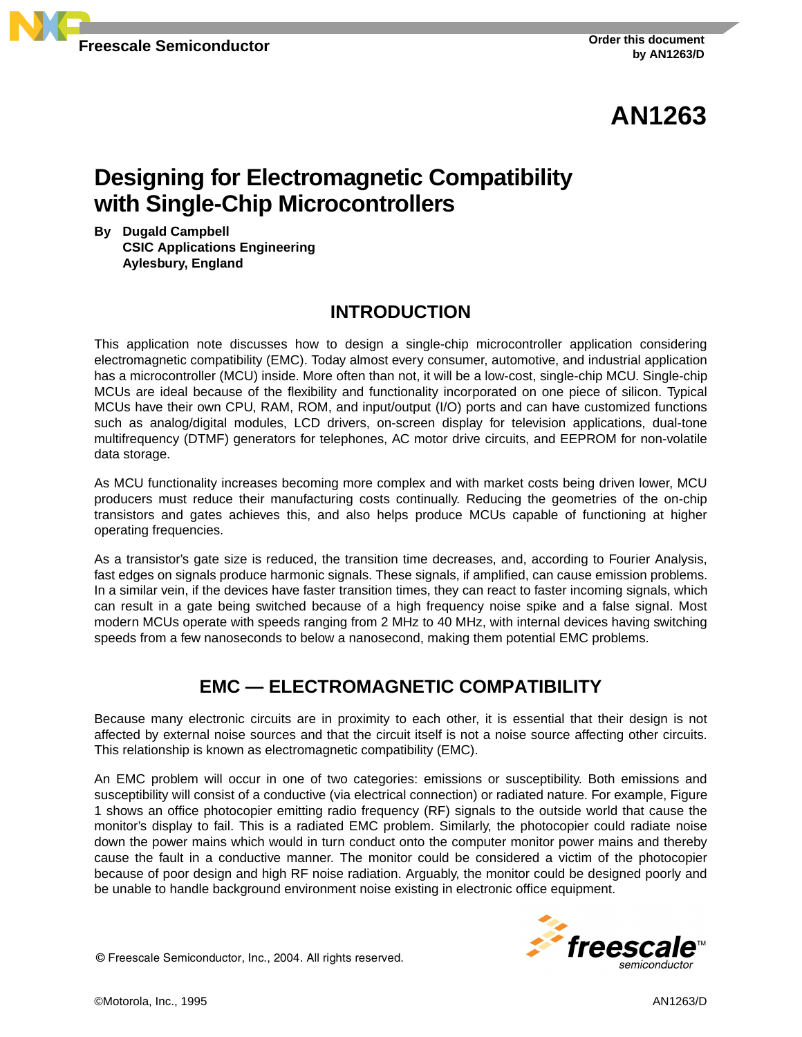Freescale Semiconductor

Order this document
by AN1263/D

# AN1263

# Designing for Electromagnetic Compatibility with Single-Chip Microcontrollers

**By Dugald Campbell**
**CSIC Applications Engineering**
**Aylesbury, England**

## INTRODUCTION

This application note discusses how to design a single-chip microcontroller application considering electromagnetic compatibility (EMC). Today almost every consumer, automotive, and industrial application has a microcontroller (MCU) inside. More often than not, it will be a low-cost, single-chip MCU. Single-chip MCUs are ideal because of the flexibility and functionality incorporated on one piece of silicon. Typical MCUs have their own CPU, RAM, ROM, and input/output (I/O) ports and can have customized functions such as analog/digital modules, LCD drivers, on-screen display for television applications, dual-tone multifrequency (DTMF) generators for telephones, AC motor drive circuits, and EEPROM for non-volatile data storage.

As MCU functionality increases becoming more complex and with market costs being driven lower, MCU producers must reduce their manufacturing costs continually. Reducing the geometries of the on-chip transistors and gates achieves this, and also helps produce MCUs capable of functioning at higher operating frequencies.

As a transistor's gate size is reduced, the transition time decreases, and, according to Fourier Analysis, fast edges on signals produce harmonic signals. These signals, if amplified, can cause emission problems. In a similar vein, if the devices have faster transition times, they can react to faster incoming signals, which can result in a gate being switched because of a high frequency noise spike and a false signal. Most modern MCUs operate with speeds ranging from 2 MHz to 40 MHz, with internal devices having switching speeds from a few nanoseconds to below a nanosecond, making them potential EMC problems.

## EMC — ELECTROMAGNETIC COMPATIBILITY

Because many electronic circuits are in proximity to each other, it is essential that their design is not affected by external noise sources and that the circuit itself is not a noise source affecting other circuits. This relationship is known as electromagnetic compatibility (EMC).

An EMC problem will occur in one of two categories: emissions or susceptibility. Both emissions and susceptibility will consist of a conductive (via electrical connection) or radiated nature. For example, Figure 1 shows an office photocopier emitting radio frequency (RF) signals to the outside world that cause the monitor's display to fail. This is a radiated EMC problem. Similarly, the photocopier could radiate noise down the power mains which would in turn conduct onto the computer monitor power mains and thereby cause the fault in a conductive manner. The monitor could be considered a victim of the photocopier because of poor design and high RF noise radiation. Arguably, the monitor could be designed poorly and be unable to handle background environment noise existing in electronic office equipment.

© Freescale Semiconductor, Inc., 2004. All rights reserved.

©Motorola, Inc., 1995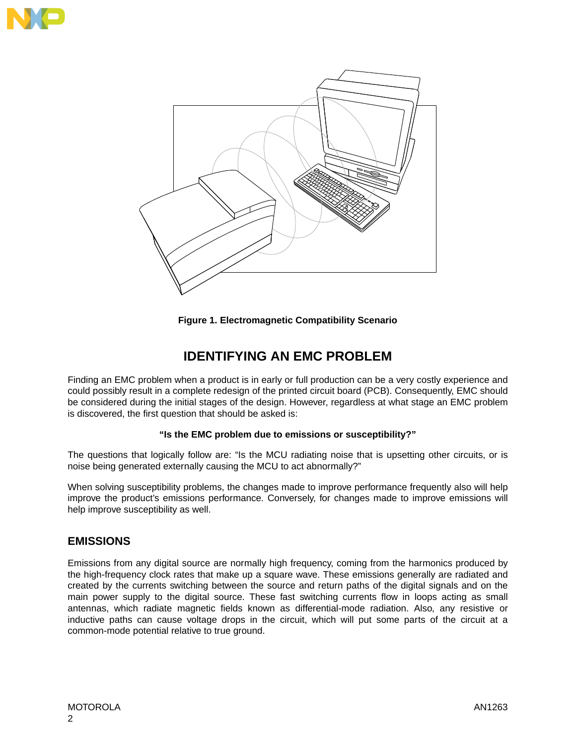**Figure 1. Electromagnetic Compatibility Scenario**

## IDENTIFYING AN EMC PROBLEM

Finding an EMC problem when a product is in early or full production can be a very costly experience and could possibly result in a complete redesign of the printed circuit board (PCB). Consequently, EMC should be considered during the initial stages of the design. However, regardless at what stage an EMC problem is discovered, the first question that should be asked is:

**"Is the EMC problem due to emissions or susceptibility?"**

The questions that logically follow are: "Is the MCU radiating noise that is upsetting other circuits, or is noise being generated externally causing the MCU to act abnormally?"

When solving susceptibility problems, the changes made to improve performance frequently also will help improve the product's emissions performance. Conversely, for changes made to improve emissions will help improve susceptibility as well.

### EMISSIONS

Emissions from any digital source are normally high frequency, coming from the harmonics produced by the high-frequency clock rates that make up a square wave. These emissions generally are radiated and created by the currents switching between the source and return paths of the digital signals and on the main power supply to the digital source. These fast switching currents flow in loops acting as small antennas, which radiate magnetic fields known as differential-mode radiation. Also, any resistive or inductive paths can cause voltage drops in the circuit, which will put some parts of the circuit at a common-mode potential relative to true ground.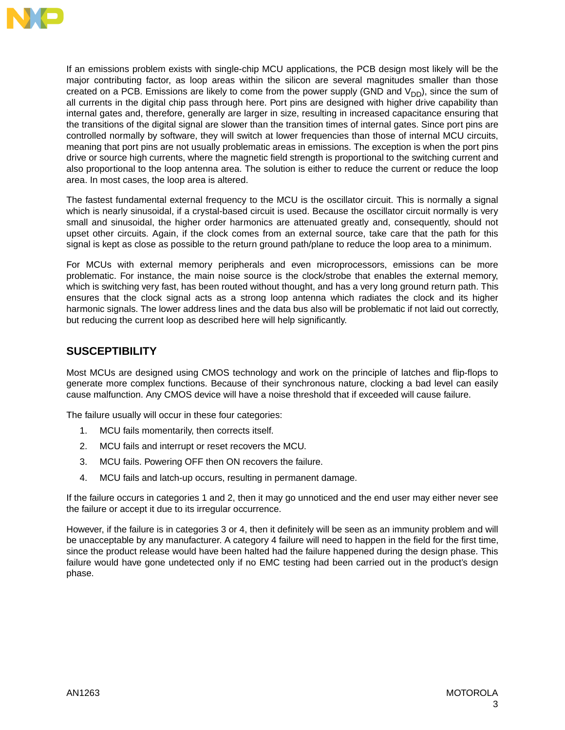If an emissions problem exists with single-chip MCU applications, the PCB design most likely will be the major contributing factor, as loop areas within the silicon are several magnitudes smaller than those created on a PCB. Emissions are likely to come from the power supply (GND and $V_{DD}$), since the sum of all currents in the digital chip pass through here. Port pins are designed with higher drive capability than internal gates and, therefore, generally are larger in size, resulting in increased capacitance ensuring that the transitions of the digital signal are slower than the transition times of internal gates. Since port pins are controlled normally by software, they will switch at lower frequencies than those of internal MCU circuits, meaning that port pins are not usually problematic areas in emissions. The exception is when the port pins drive or source high currents, where the magnetic field strength is proportional to the switching current and also proportional to the loop antenna area. The solution is either to reduce the current or reduce the loop area. In most cases, the loop area is altered.

The fastest fundamental external frequency to the MCU is the oscillator circuit. This is normally a signal which is nearly sinusoidal, if a crystal-based circuit is used. Because the oscillator circuit normally is very small and sinusoidal, the higher order harmonics are attenuated greatly and, consequently, should not upset other circuits. Again, if the clock comes from an external source, take care that the path for this signal is kept as close as possible to the return ground path/plane to reduce the loop area to a minimum.

For MCUs with external memory peripherals and even microprocessors, emissions can be more problematic. For instance, the main noise source is the clock/strobe that enables the external memory, which is switching very fast, has been routed without thought, and has a very long ground return path. This ensures that the clock signal acts as a strong loop antenna which radiates the clock and its higher harmonic signals. The lower address lines and the data bus also will be problematic if not laid out correctly, but reducing the current loop as described here will help significantly.

## SUSCEPTIBILITY

Most MCUs are designed using CMOS technology and work on the principle of latches and flip-flops to generate more complex functions. Because of their synchronous nature, clocking a bad level can easily cause malfunction. Any CMOS device will have a noise threshold that if exceeded will cause failure.

The failure usually will occur in these four categories:

1. MCU fails momentarily, then corrects itself.
2. MCU fails and interrupt or reset recovers the MCU.
3. MCU fails. Powering OFF then ON recovers the failure.
4. MCU fails and latch-up occurs, resulting in permanent damage.

If the failure occurs in categories 1 and 2, then it may go unnoticed and the end user may either never see the failure or accept it due to its irregular occurrence.

However, if the failure is in categories 3 or 4, then it definitely will be seen as an immunity problem and will be unacceptable by any manufacturer. A category 4 failure will need to happen in the field for the first time, since the product release would have been halted had the failure happened during the design phase. This failure would have gone undetected only if no EMC testing had been carried out in the product's design phase.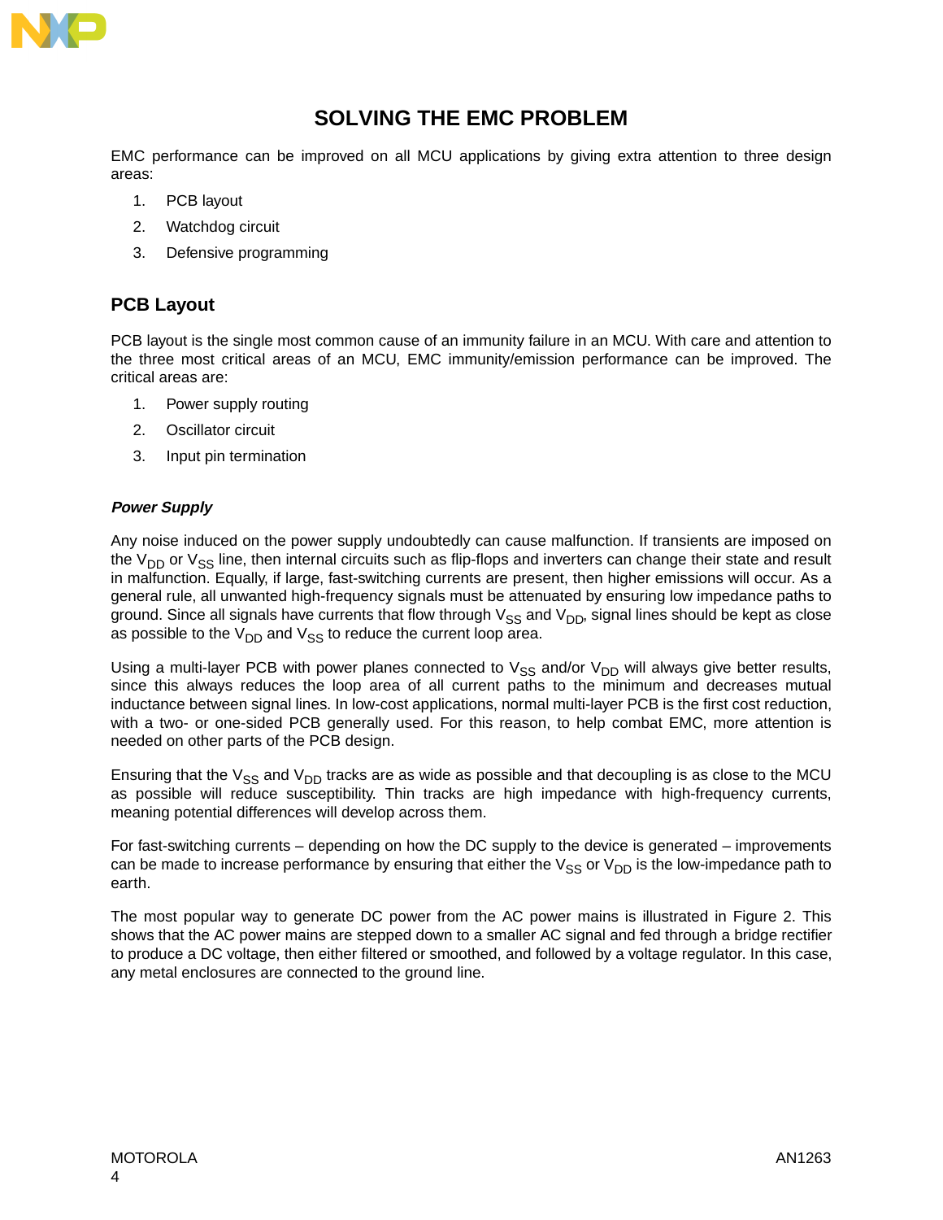# SOLVING THE EMC PROBLEM

EMC performance can be improved on all MCU applications by giving extra attention to three design areas:

1. PCB layout
2. Watchdog circuit
3. Defensive programming

## PCB Layout

PCB layout is the single most common cause of an immunity failure in an MCU. With care and attention to the three most critical areas of an MCU, EMC immunity/emission performance can be improved. The critical areas are:

1. Power supply routing
2. Oscillator circuit
3. Input pin termination

### *Power Supply*

Any noise induced on the power supply undoubtedly can cause malfunction. If transients are imposed on the $V_{DD}$ or $V_{SS}$ line, then internal circuits such as flip-flops and inverters can change their state and result in malfunction. Equally, if large, fast-switching currents are present, then higher emissions will occur. As a general rule, all unwanted high-frequency signals must be attenuated by ensuring low impedance paths to ground. Since all signals have currents that flow through $V_{SS}$ and $V_{DD}$, signal lines should be kept as close as possible to the $V_{DD}$ and $V_{SS}$ to reduce the current loop area.

Using a multi-layer PCB with power planes connected to $V_{SS}$ and/or $V_{DD}$ will always give better results, since this always reduces the loop area of all current paths to the minimum and decreases mutual inductance between signal lines. In low-cost applications, normal multi-layer PCB is the first cost reduction, with a two- or one-sided PCB generally used. For this reason, to help combat EMC, more attention is needed on other parts of the PCB design.

Ensuring that the $V_{SS}$ and $V_{DD}$ tracks are as wide as possible and that decoupling is as close to the MCU as possible will reduce susceptibility. Thin tracks are high impedance with high-frequency currents, meaning potential differences will develop across them.

For fast-switching currents – depending on how the DC supply to the device is generated – improvements can be made to increase performance by ensuring that either the $V_{SS}$ or $V_{DD}$ is the low-impedance path to earth.

The most popular way to generate DC power from the AC power mains is illustrated in Figure 2. This shows that the AC power mains are stepped down to a smaller AC signal and fed through a bridge rectifier to produce a DC voltage, then either filtered or smoothed, and followed by a voltage regulator. In this case, any metal enclosures are connected to the ground line.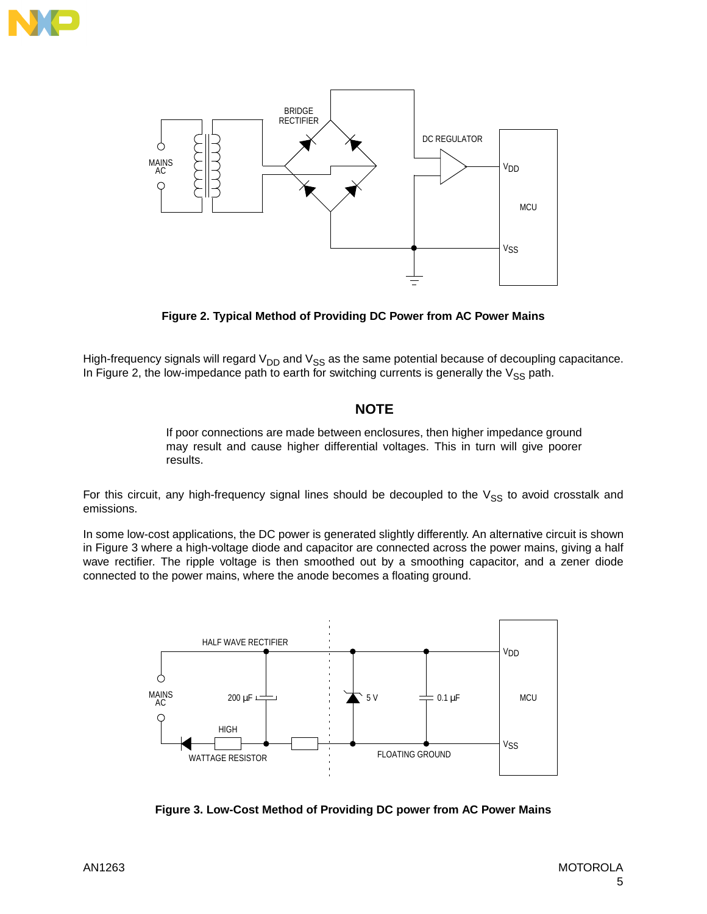**Figure 2. Typical Method of Providing DC Power from AC Power Mains**

High-frequency signals will regard $V_{DD}$ and $V_{SS}$ as the same potential because of decoupling capacitance. In Figure 2, the low-impedance path to earth for switching currents is generally the $V_{SS}$ path.

## NOTE

If poor connections are made between enclosures, then higher impedance ground may result and cause higher differential voltages. This in turn will give poorer results.

For this circuit, any high-frequency signal lines should be decoupled to the $V_{SS}$ to avoid crosstalk and emissions.

In some low-cost applications, the DC power is generated slightly differently. An alternative circuit is shown in Figure 3 where a high-voltage diode and capacitor are connected across the power mains, giving a half wave rectifier. The ripple voltage is then smoothed out by a smoothing capacitor, and a zener diode connected to the power mains, where the anode becomes a floating ground.

**Figure 3. Low-Cost Method of Providing DC power from AC Power Mains**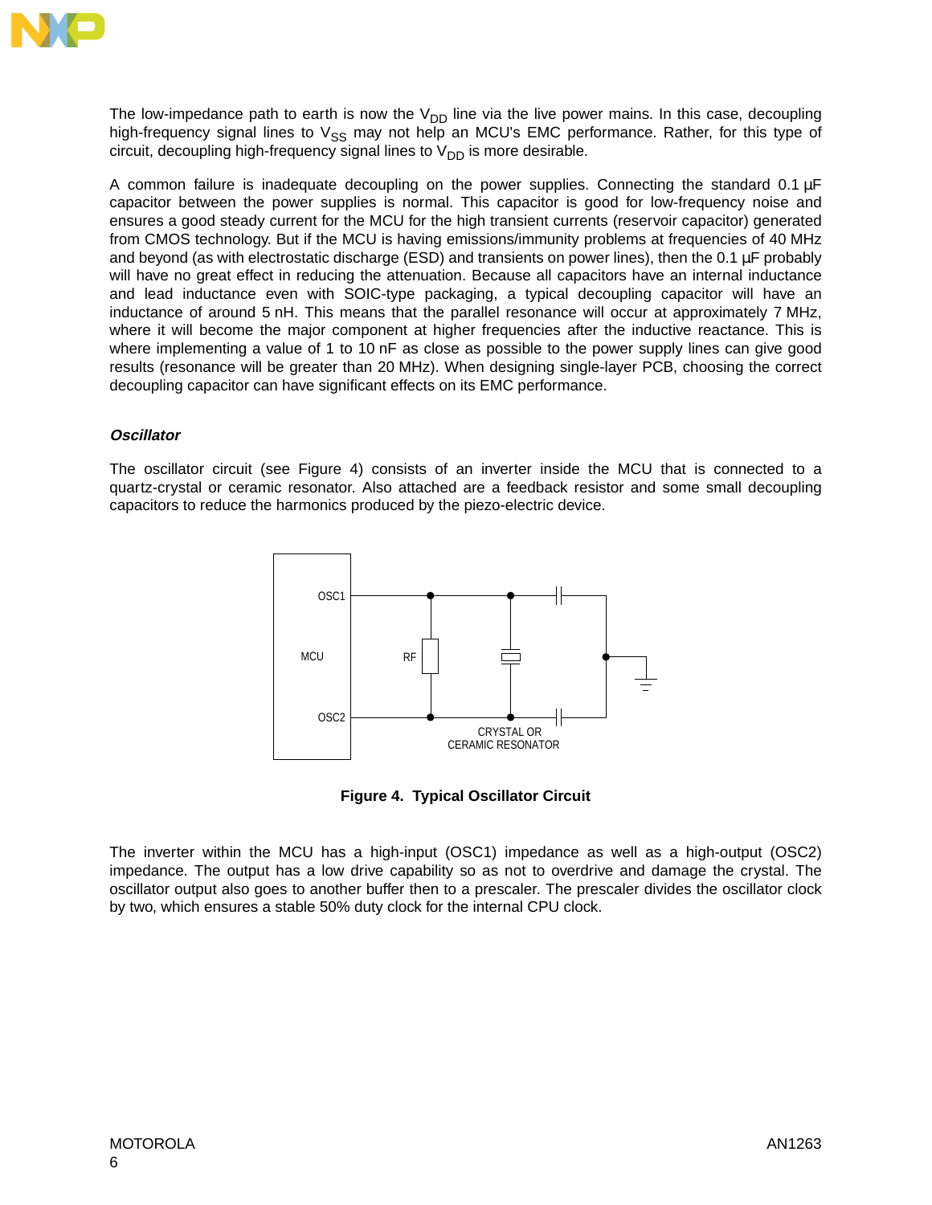The low-impedance path to earth is now the $V_{DD}$ line via the live power mains. In this case, decoupling high-frequency signal lines to $V_{SS}$ may not help an MCU's EMC performance. Rather, for this type of circuit, decoupling high-frequency signal lines to $V_{DD}$ is more desirable.

A common failure is inadequate decoupling on the power supplies. Connecting the standard 0.1 µF capacitor between the power supplies is normal. This capacitor is good for low-frequency noise and ensures a good steady current for the MCU for the high transient currents (reservoir capacitor) generated from CMOS technology. But if the MCU is having emissions/immunity problems at frequencies of 40 MHz and beyond (as with electrostatic discharge (ESD) and transients on power lines), then the 0.1 µF probably will have no great effect in reducing the attenuation. Because all capacitors have an internal inductance and lead inductance even with SOIC-type packaging, a typical decoupling capacitor will have an inductance of around 5 nH. This means that the parallel resonance will occur at approximately 7 MHz, where it will become the major component at higher frequencies after the inductive reactance. This is where implementing a value of 1 to 10 nF as close as possible to the power supply lines can give good results (resonance will be greater than 20 MHz). When designing single-layer PCB, choosing the correct decoupling capacitor can have significant effects on its EMC performance.

***Oscillator***

The oscillator circuit (see Figure 4) consists of an inverter inside the MCU that is connected to a quartz-crystal or ceramic resonator. Also attached are a feedback resistor and some small decoupling capacitors to reduce the harmonics produced by the piezo-electric device.

**Figure 4. Typical Oscillator Circuit**

The inverter within the MCU has a high-input (OSC1) impedance as well as a high-output (OSC2) impedance. The output has a low drive capability so as not to overdrive and damage the crystal. The oscillator output also goes to another buffer then to a prescaler. The prescaler divides the oscillator clock by two, which ensures a stable 50% duty clock for the internal CPU clock.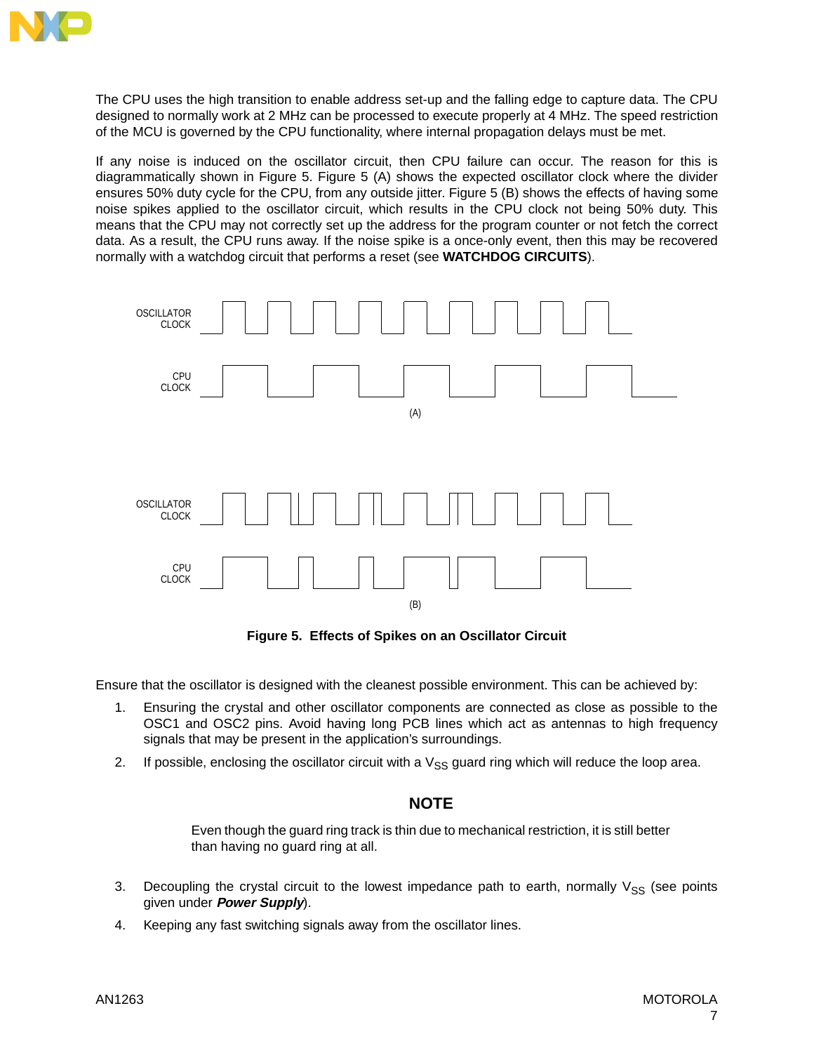The CPU uses the high transition to enable address set-up and the falling edge to capture data. The CPU designed to normally work at 2 MHz can be processed to execute properly at 4 MHz. The speed restriction of the MCU is governed by the CPU functionality, where internal propagation delays must be met.

If any noise is induced on the oscillator circuit, then CPU failure can occur. The reason for this is diagrammatically shown in Figure 5. Figure 5 (A) shows the expected oscillator clock where the divider ensures 50% duty cycle for the CPU, from any outside jitter. Figure 5 (B) shows the effects of having some noise spikes applied to the oscillator circuit, which results in the CPU clock not being 50% duty. This means that the CPU may not correctly set up the address for the program counter or not fetch the correct data. As a result, the CPU runs away. If the noise spike is a once-only event, then this may be recovered normally with a watchdog circuit that performs a reset (see **WATCHDOG CIRCUITS**).

OSCILLATOR CLOCK

CPU CLOCK

(A)

OSCILLATOR CLOCK

CPU CLOCK

(B)

**Figure 5. Effects of Spikes on an Oscillator Circuit**

Ensure that the oscillator is designed with the cleanest possible environment. This can be achieved by:

1. Ensuring the crystal and other oscillator components are connected as close as possible to the OSC1 and OSC2 pins. Avoid having long PCB lines which act as antennas to high frequency signals that may be present in the application's surroundings.
2. If possible, enclosing the oscillator circuit with a $V_{SS}$ guard ring which will reduce the loop area.

## NOTE

Even though the guard ring track is thin due to mechanical restriction, it is still better than having no guard ring at all.

3. Decoupling the crystal circuit to the lowest impedance path to earth, normally $V_{SS}$ (see points given under ***Power Supply***).
4. Keeping any fast switching signals away from the oscillator lines.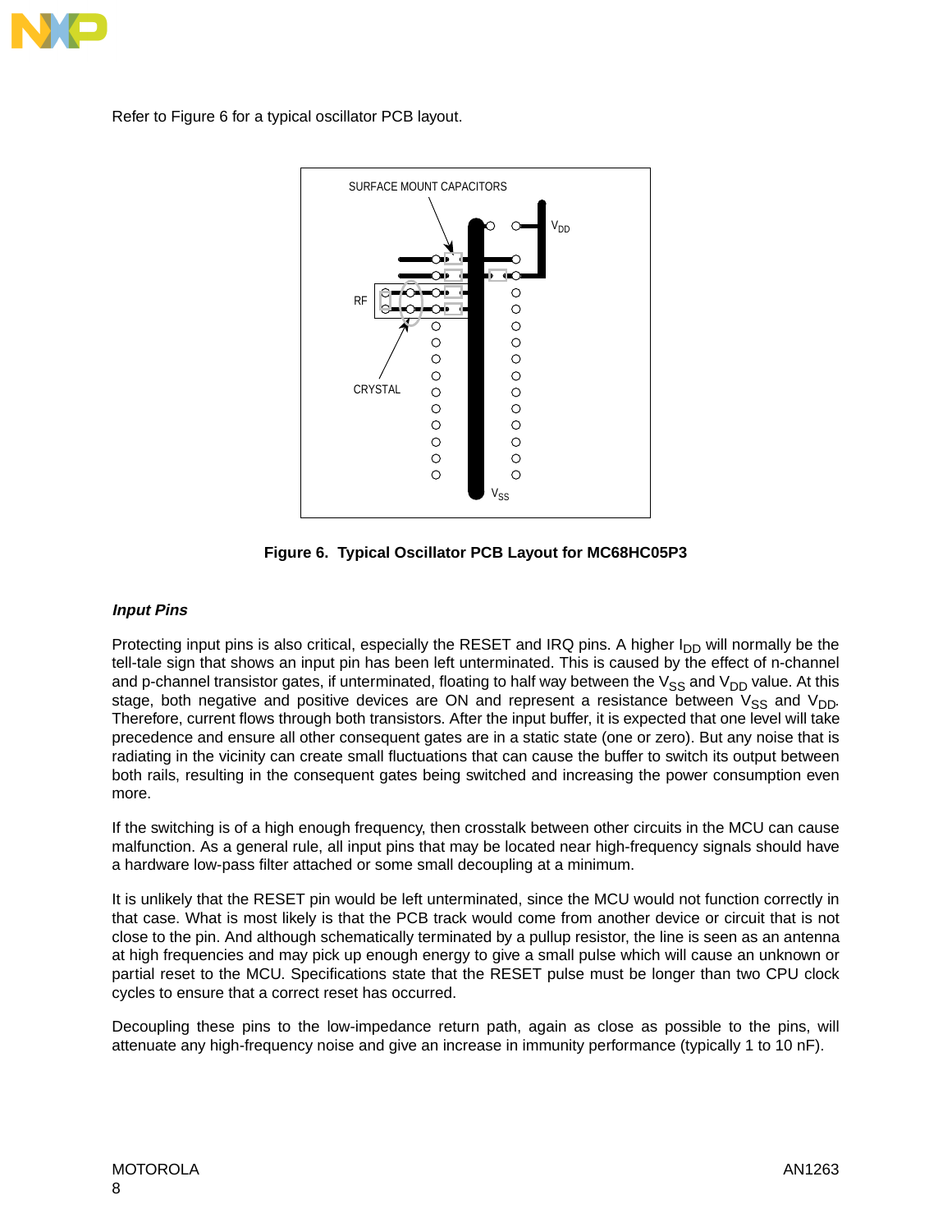Refer to Figure 6 for a typical oscillator PCB layout.

**Figure 6. Typical Oscillator PCB Layout for MC68HC05P3**

### *Input Pins*

Protecting input pins is also critical, especially the RESET and IRQ pins. A higher $I_{DD}$ will normally be the tell-tale sign that shows an input pin has been left unterminated. This is caused by the effect of n-channel and p-channel transistor gates, if unterminated, floating to half way between the $V_{SS}$ and $V_{DD}$ value. At this stage, both negative and positive devices are ON and represent a resistance between $V_{SS}$ and $V_{DD}$. Therefore, current flows through both transistors. After the input buffer, it is expected that one level will take precedence and ensure all other consequent gates are in a static state (one or zero). But any noise that is radiating in the vicinity can create small fluctuations that can cause the buffer to switch its output between both rails, resulting in the consequent gates being switched and increasing the power consumption even more.

If the switching is of a high enough frequency, then crosstalk between other circuits in the MCU can cause malfunction. As a general rule, all input pins that may be located near high-frequency signals should have a hardware low-pass filter attached or some small decoupling at a minimum.

It is unlikely that the RESET pin would be left unterminated, since the MCU would not function correctly in that case. What is most likely is that the PCB track would come from another device or circuit that is not close to the pin. And although schematically terminated by a pullup resistor, the line is seen as an antenna at high frequencies and may pick up enough energy to give a small pulse which will cause an unknown or partial reset to the MCU. Specifications state that the RESET pulse must be longer than two CPU clock cycles to ensure that a correct reset has occurred.

Decoupling these pins to the low-impedance return path, again as close as possible to the pins, will attenuate any high-frequency noise and give an increase in immunity performance (typically 1 to 10 nF).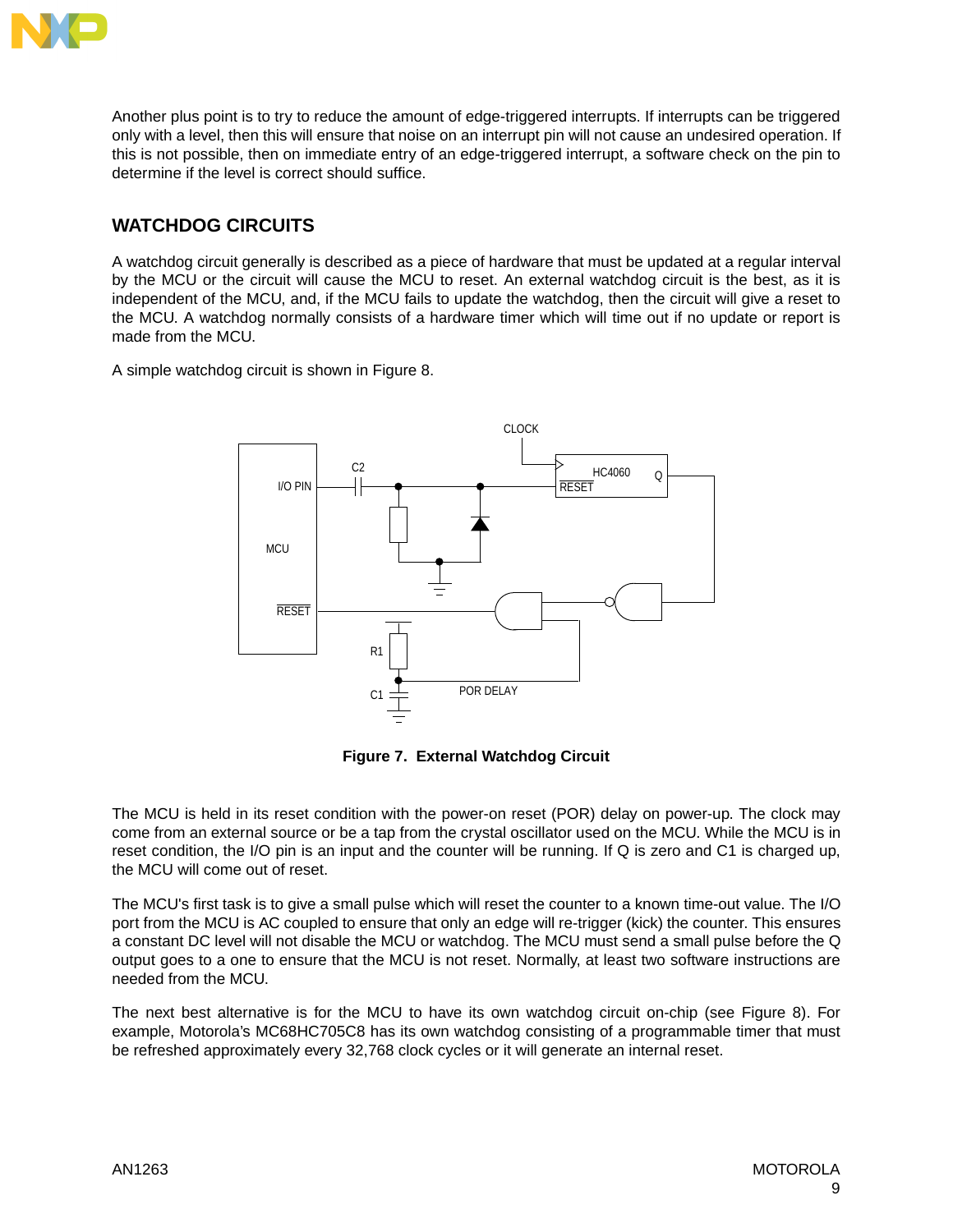Another plus point is to try to reduce the amount of edge-triggered interrupts. If interrupts can be triggered only with a level, then this will ensure that noise on an interrupt pin will not cause an undesired operation. If this is not possible, then on immediate entry of an edge-triggered interrupt, a software check on the pin to determine if the level is correct should suffice.

## WATCHDOG CIRCUITS

A watchdog circuit generally is described as a piece of hardware that must be updated at a regular interval by the MCU or the circuit will cause the MCU to reset. An external watchdog circuit is the best, as it is independent of the MCU, and, if the MCU fails to update the watchdog, then the circuit will give a reset to the MCU. A watchdog normally consists of a hardware timer which will time out if no update or report is made from the MCU.

A simple watchdog circuit is shown in Figure 8.

**Figure 7. External Watchdog Circuit**

The MCU is held in its reset condition with the power-on reset (POR) delay on power-up. The clock may come from an external source or be a tap from the crystal oscillator used on the MCU. While the MCU is in reset condition, the I/O pin is an input and the counter will be running. If Q is zero and C1 is charged up, the MCU will come out of reset.

The MCU's first task is to give a small pulse which will reset the counter to a known time-out value. The I/O port from the MCU is AC coupled to ensure that only an edge will re-trigger (kick) the counter. This ensures a constant DC level will not disable the MCU or watchdog. The MCU must send a small pulse before the Q output goes to a one to ensure that the MCU is not reset. Normally, at least two software instructions are needed from the MCU.

The next best alternative is for the MCU to have its own watchdog circuit on-chip (see Figure 8). For example, Motorola's MC68HC705C8 has its own watchdog consisting of a programmable timer that must be refreshed approximately every 32,768 clock cycles or it will generate an internal reset.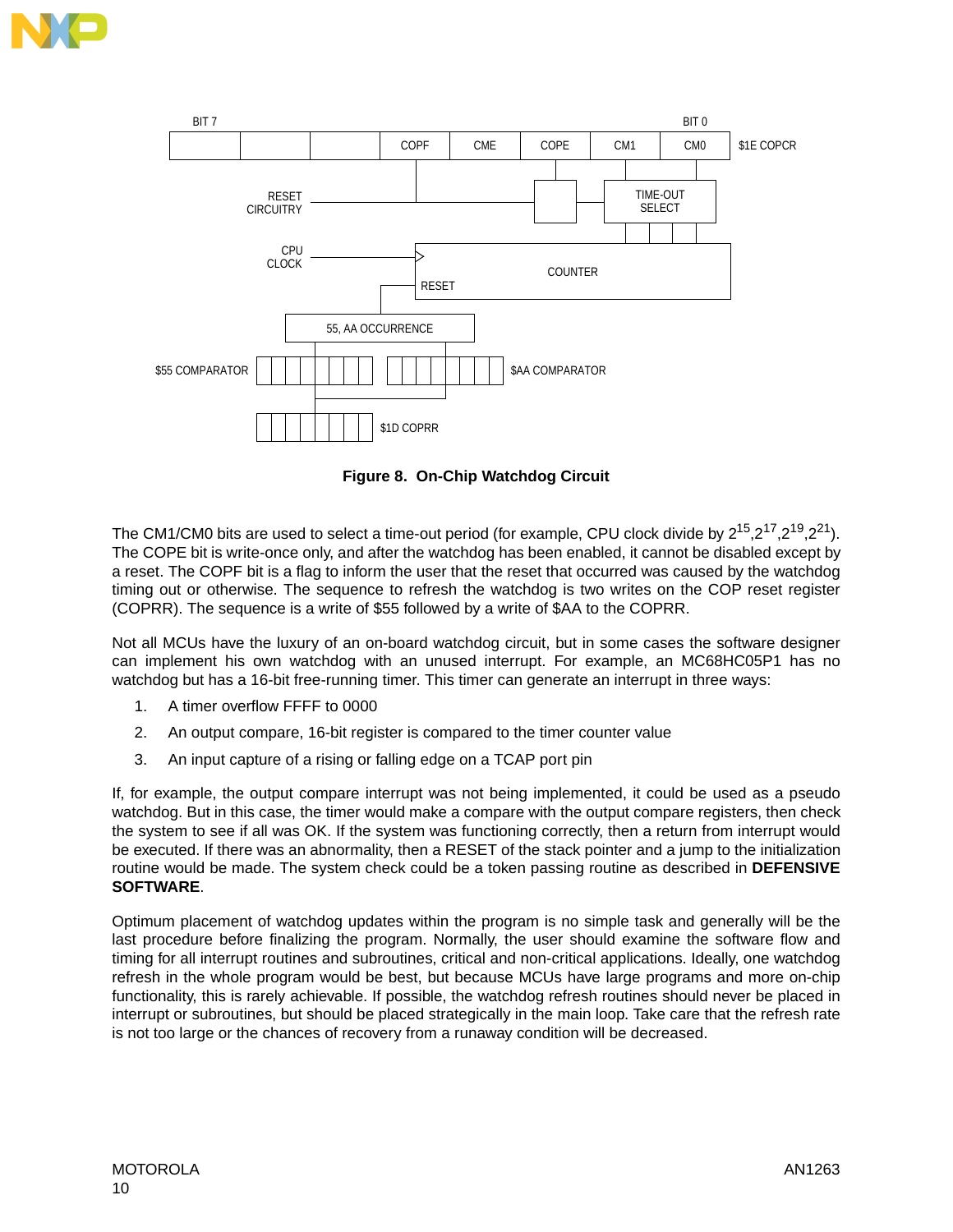Figure 8. On-Chip Watchdog Circuit

The CM1/CM0 bits are used to select a time-out period (for example, CPU clock divide by $2^{15}$,$2^{17}$,$2^{19}$,$2^{21}$). The COPE bit is write-once only, and after the watchdog has been enabled, it cannot be disabled except by a reset. The COPF bit is a flag to inform the user that the reset that occurred was caused by the watchdog timing out or otherwise. The sequence to refresh the watchdog is two writes on the COP reset register (COPRR). The sequence is a write of $55 followed by a write of $AA to the COPRR.

Not all MCUs have the luxury of an on-board watchdog circuit, but in some cases the software designer can implement his own watchdog with an unused interrupt. For example, an MC68HC05P1 has no watchdog but has a 16-bit free-running timer. This timer can generate an interrupt in three ways:

1. A timer overflow FFFF to 0000
2. An output compare, 16-bit register is compared to the timer counter value
3. An input capture of a rising or falling edge on a TCAP port pin

If, for example, the output compare interrupt was not being implemented, it could be used as a pseudo watchdog. But in this case, the timer would make a compare with the output compare registers, then check the system to see if all was OK. If the system was functioning correctly, then a return from interrupt would be executed. If there was an abnormality, then a RESET of the stack pointer and a jump to the initialization routine would be made. The system check could be a token passing routine as described in **DEFENSIVE SOFTWARE**.

Optimum placement of watchdog updates within the program is no simple task and generally will be the last procedure before finalizing the program. Normally, the user should examine the software flow and timing for all interrupt routines and subroutines, critical and non-critical applications. Ideally, one watchdog refresh in the whole program would be best, but because MCUs have large programs and more on-chip functionality, this is rarely achievable. If possible, the watchdog refresh routines should never be placed in interrupt or subroutines, but should be placed strategically in the main loop. Take care that the refresh rate is not too large or the chances of recovery from a runaway condition will be decreased.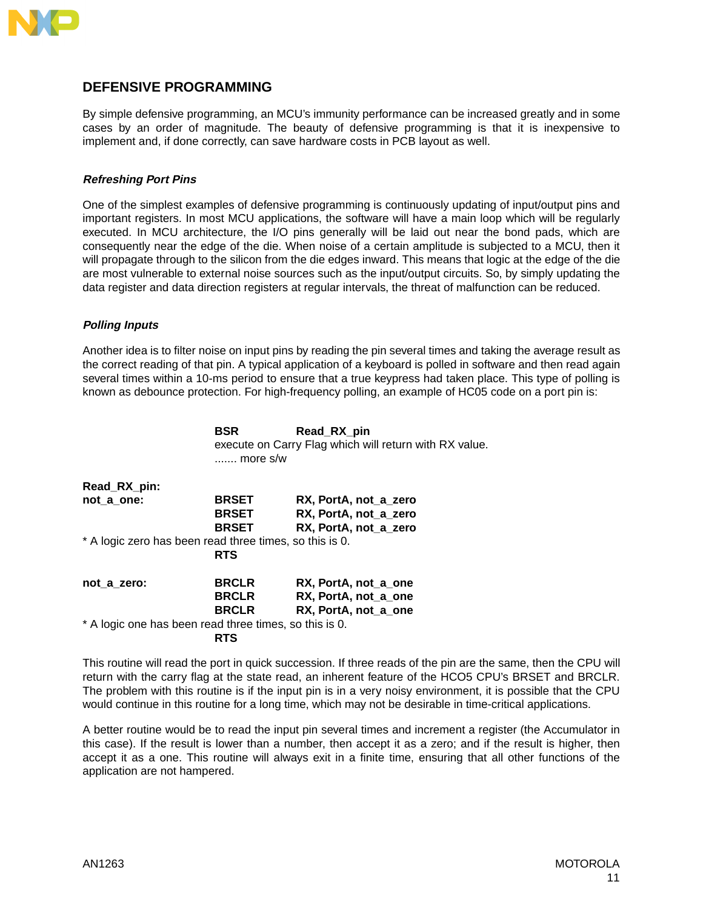## DEFENSIVE PROGRAMMING

By simple defensive programming, an MCU's immunity performance can be increased greatly and in some cases by an order of magnitude. The beauty of defensive programming is that it is inexpensive to implement and, if done correctly, can save hardware costs in PCB layout as well.

### *Refreshing Port Pins*

One of the simplest examples of defensive programming is continuously updating of input/output pins and important registers. In most MCU applications, the software will have a main loop which will be regularly executed. In MCU architecture, the I/O pins generally will be laid out near the bond pads, which are consequently near the edge of the die. When noise of a certain amplitude is subjected to a MCU, then it will propagate through to the silicon from the die edges inward. This means that logic at the edge of the die are most vulnerable to external noise sources such as the input/output circuits. So, by simply updating the data register and data direction registers at regular intervals, the threat of malfunction can be reduced.

### *Polling Inputs*

Another idea is to filter noise on input pins by reading the pin several times and taking the average result as the correct reading of that pin. A typical application of a keyboard is polled in software and then read again several times within a 10-ms period to ensure that a true keypress had taken place. This type of polling is known as debounce protection. For high-frequency polling, an example of HC05 code on a port pin is:

```
                BSR         Read_RX_pin
                execute on Carry Flag which will return with RX value.
                ....... more s/w

Read_RX_pin:
not_a_one:      BRSET       RX, PortA, not_a_zero
                BRSET       RX, PortA, not_a_zero
                BRSET       RX, PortA, not_a_zero
* A logic zero has been read three times, so this is 0.
                RTS

not_a_zero:     BRCLR       RX, PortA, not_a_one
                BRCLR       RX, PortA, not_a_one
                BRCLR       RX, PortA, not_a_one
* A logic one has been read three times, so this is 0.
                RTS
```

This routine will read the port in quick succession. If three reads of the pin are the same, then the CPU will return with the carry flag at the state read, an inherent feature of the HCO5 CPU's BRSET and BRCLR. The problem with this routine is if the input pin is in a very noisy environment, it is possible that the CPU would continue in this routine for a long time, which may not be desirable in time-critical applications.

A better routine would be to read the input pin several times and increment a register (the Accumulator in this case). If the result is lower than a number, then accept it as a zero; and if the result is higher, then accept it as a one. This routine will always exit in a finite time, ensuring that all other functions of the application are not hampered.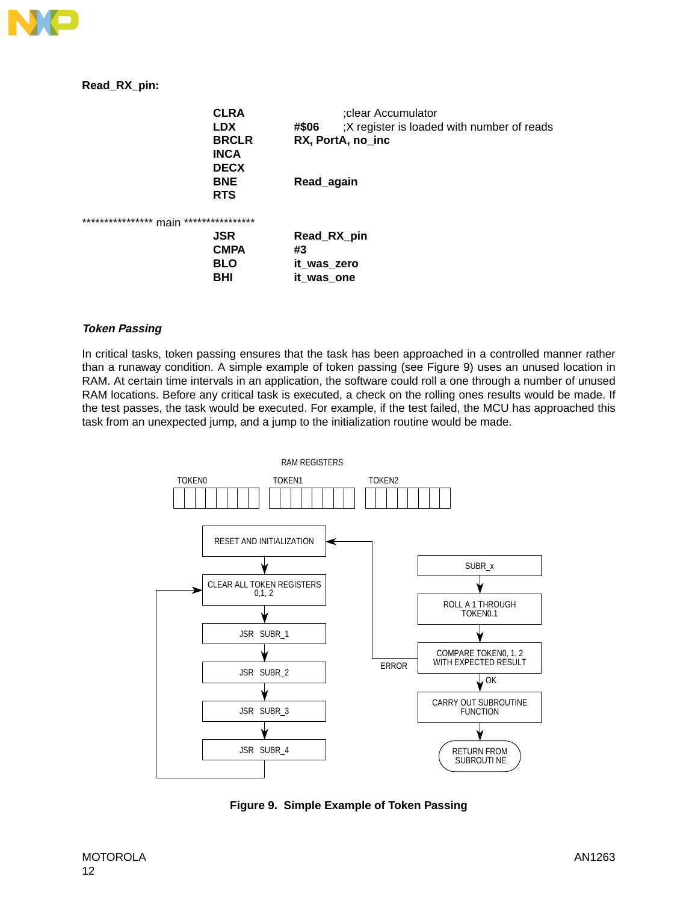**Read_RX_pin:**

```
                CLRA                    ;clear Accumulator
                LDX         #$06        ;X register is loaded with number of reads
                BRCLR       RX, PortA, no_inc
                INCA
                DECX
                BNE         Read_again
                RTS

**************** main ****************
                JSR         Read_RX_pin
                CMPA        #3
                BLO         it_was_zero
                BHI         it_was_one
```

### *Token Passing*

In critical tasks, token passing ensures that the task has been approached in a controlled manner rather than a runaway condition. A simple example of token passing (see Figure 9) uses an unused location in RAM. At certain time intervals in an application, the software could roll a one through a number of unused RAM locations. Before any critical task is executed, a check on the rolling ones results would be made. If the test passes, the task would be executed. For example, if the test failed, the MCU has approached this task from an unexpected jump, and a jump to the initialization routine would be made.

RAM REGISTERS

TOKEN0 TOKEN1 TOKEN2

RESET AND INITIALIZATION

CLEAR ALL TOKEN REGISTERS 0,1, 2

JSR SUBR_1

JSR SUBR_2

JSR SUBR_3

JSR SUBR_4

SUBR_x

ROLL A 1 THROUGH TOKEN0.1

COMPARE TOKEN0, 1, 2 WITH EXPECTED RESULT

ERROR

OK

CARRY OUT SUBROUTINE FUNCTION

RETURN FROM SUBROUTI NE

**Figure 9. Simple Example of Token Passing**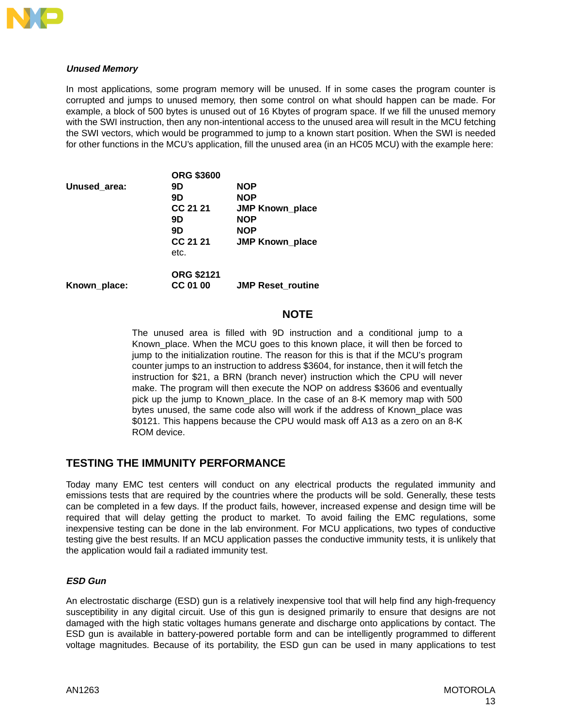### *Unused Memory*

In most applications, some program memory will be unused. If in some cases the program counter is corrupted and jumps to unused memory, then some control on what should happen can be made. For example, a block of 500 bytes is unused out of 16 Kbytes of program space. If we fill the unused memory with the SWI instruction, then any non-intentional access to the unused area will result in the MCU fetching the SWI vectors, which would be programmed to jump to a known start position. When the SWI is needed for other functions in the MCU's application, fill the unused area (in an HC05 MCU) with the example here:

```
                ORG $3600
Unused_area:    9D          NOP
                9D          NOP
                CC 21 21    JMP Known_place
                9D          NOP
                9D          NOP
                CC 21 21    JMP Known_place
                etc.

                ORG $2121
Known_place:    CC 01 00    JMP Reset_routine
```

**NOTE**

The unused area is filled with 9D instruction and a conditional jump to a Known_place. When the MCU goes to this known place, it will then be forced to jump to the initialization routine. The reason for this is that if the MCU's program counter jumps to an instruction to address $3604, for instance, then it will fetch the instruction for $21, a BRN (branch never) instruction which the CPU will never make. The program will then execute the NOP on address $3606 and eventually pick up the jump to Known_place. In the case of an 8-K memory map with 500 bytes unused, the same code also will work if the address of Known_place was $0121. This happens because the CPU would mask off A13 as a zero on an 8-K ROM device.

## TESTING THE IMMUNITY PERFORMANCE

Today many EMC test centers will conduct on any electrical products the regulated immunity and emissions tests that are required by the countries where the products will be sold. Generally, these tests can be completed in a few days. If the product fails, however, increased expense and design time will be required that will delay getting the product to market. To avoid failing the EMC regulations, some inexpensive testing can be done in the lab environment. For MCU applications, two types of conductive testing give the best results. If an MCU application passes the conductive immunity tests, it is unlikely that the application would fail a radiated immunity test.

### *ESD Gun*

An electrostatic discharge (ESD) gun is a relatively inexpensive tool that will help find any high-frequency susceptibility in any digital circuit. Use of this gun is designed primarily to ensure that designs are not damaged with the high static voltages humans generate and discharge onto applications by contact. The ESD gun is available in battery-powered portable form and can be intelligently programmed to different voltage magnitudes. Because of its portability, the ESD gun can be used in many applications to test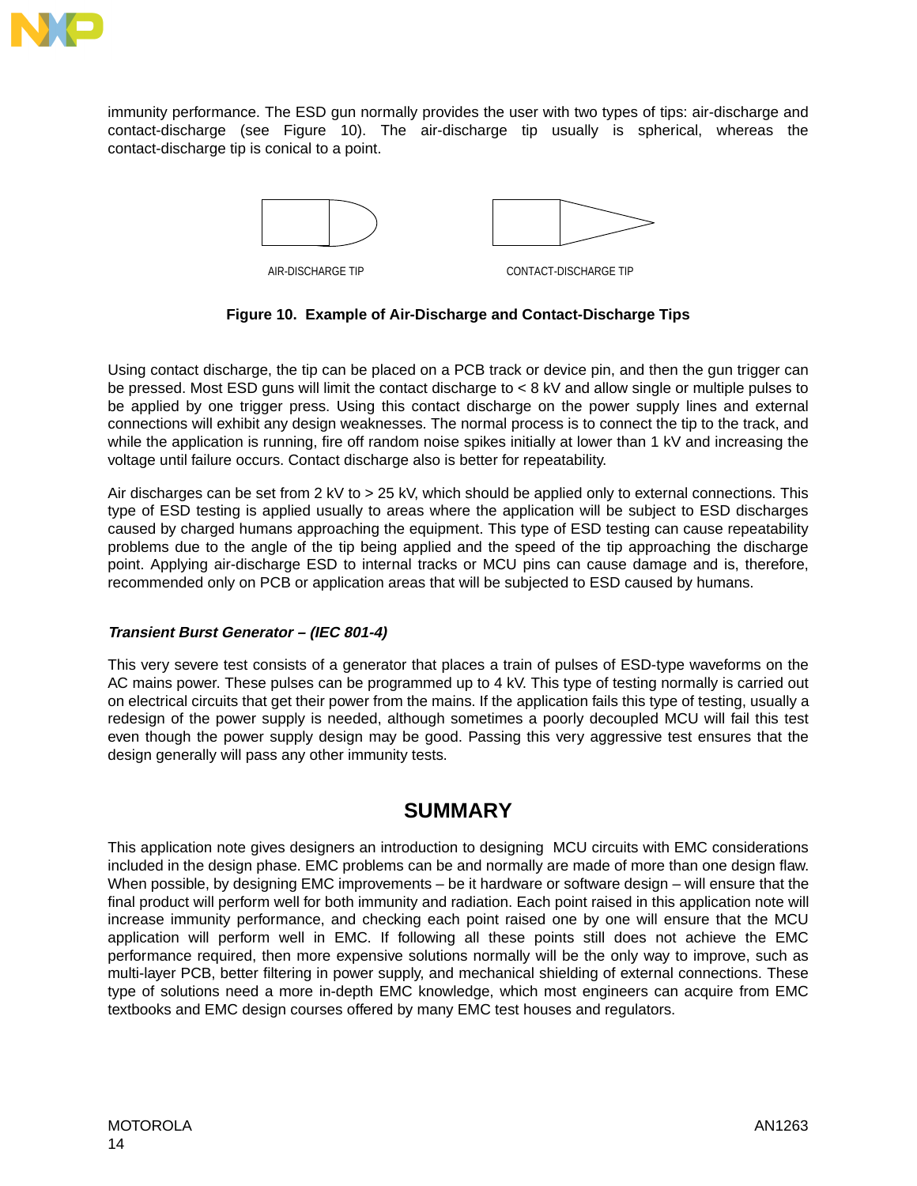immunity performance. The ESD gun normally provides the user with two types of tips: air-discharge and contact-discharge (see Figure 10). The air-discharge tip usually is spherical, whereas the contact-discharge tip is conical to a point.

AIR-DISCHARGE TIP

CONTACT-DISCHARGE TIP

**Figure 10. Example of Air-Discharge and Contact-Discharge Tips**

Using contact discharge, the tip can be placed on a PCB track or device pin, and then the gun trigger can be pressed. Most ESD guns will limit the contact discharge to < 8 kV and allow single or multiple pulses to be applied by one trigger press. Using this contact discharge on the power supply lines and external connections will exhibit any design weaknesses. The normal process is to connect the tip to the track, and while the application is running, fire off random noise spikes initially at lower than 1 kV and increasing the voltage until failure occurs. Contact discharge also is better for repeatability.

Air discharges can be set from 2 kV to > 25 kV, which should be applied only to external connections. This type of ESD testing is applied usually to areas where the application will be subject to ESD discharges caused by charged humans approaching the equipment. This type of ESD testing can cause repeatability problems due to the angle of the tip being applied and the speed of the tip approaching the discharge point. Applying air-discharge ESD to internal tracks or MCU pins can cause damage and is, therefore, recommended only on PCB or application areas that will be subjected to ESD caused by humans.

***Transient Burst Generator – (IEC 801-4)***

This very severe test consists of a generator that places a train of pulses of ESD-type waveforms on the AC mains power. These pulses can be programmed up to 4 kV. This type of testing normally is carried out on electrical circuits that get their power from the mains. If the application fails this type of testing, usually a redesign of the power supply is needed, although sometimes a poorly decoupled MCU will fail this test even though the power supply design may be good. Passing this very aggressive test ensures that the design generally will pass any other immunity tests.

## SUMMARY

This application note gives designers an introduction to designing MCU circuits with EMC considerations included in the design phase. EMC problems can be and normally are made of more than one design flaw. When possible, by designing EMC improvements – be it hardware or software design – will ensure that the final product will perform well for both immunity and radiation. Each point raised in this application note will increase immunity performance, and checking each point raised one by one will ensure that the MCU application will perform well in EMC. If following all these points still does not achieve the EMC performance required, then more expensive solutions normally will be the only way to improve, such as multi-layer PCB, better filtering in power supply, and mechanical shielding of external connections. These type of solutions need a more in-depth EMC knowledge, which most engineers can acquire from EMC textbooks and EMC design courses offered by many EMC test houses and regulators.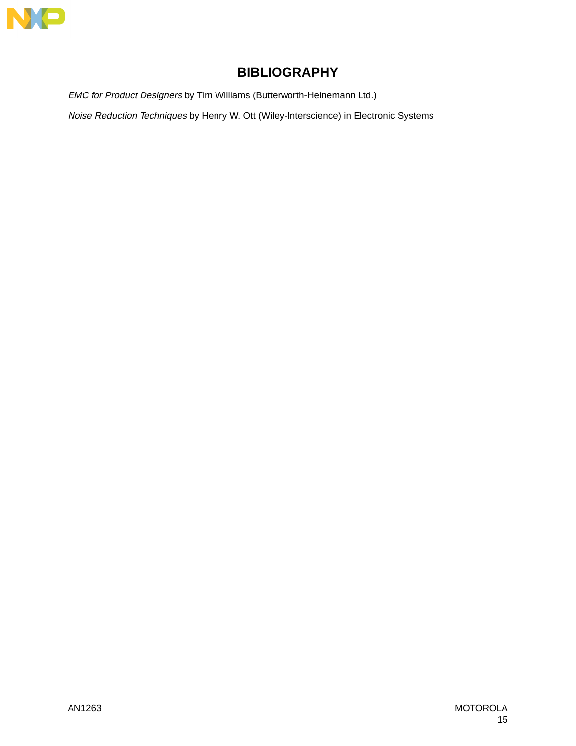# BIBLIOGRAPHY

*EMC for Product Designers* by Tim Williams (Butterworth-Heinemann Ltd.)

*Noise Reduction Techniques* by Henry W. Ott (Wiley-Interscience) in Electronic Systems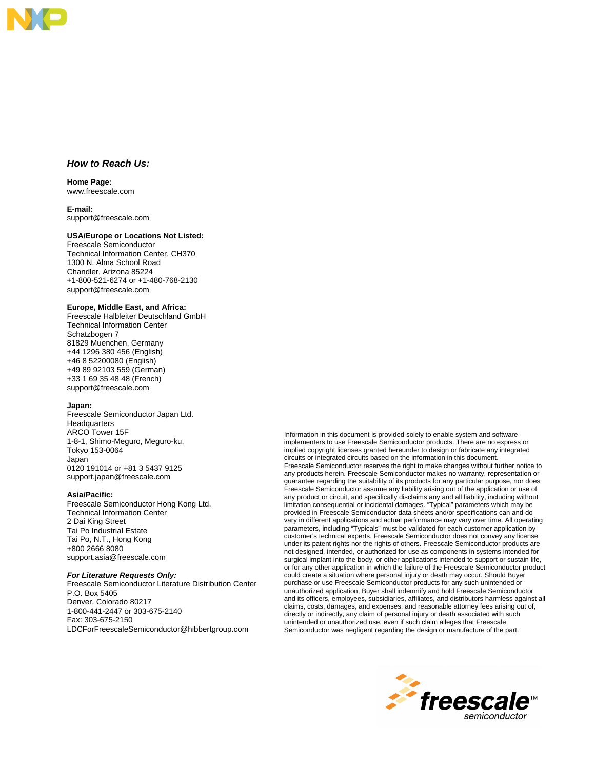*How to Reach Us:*

**Home Page:**
www.freescale.com

**E-mail:**
support@freescale.com

**USA/Europe or Locations Not Listed:**
Freescale Semiconductor
Technical Information Center, CH370
1300 N. Alma School Road
Chandler, Arizona 85224
+1-800-521-6274 or +1-480-768-2130
support@freescale.com

**Europe, Middle East, and Africa:**
Freescale Halbleiter Deutschland GmbH
Technical Information Center
Schatzbogen 7
81829 Muenchen, Germany
+44 1296 380 456 (English)
+46 8 52200080 (English)
+49 89 92103 559 (German)
+33 1 69 35 48 48 (French)
support@freescale.com

**Japan:**
Freescale Semiconductor Japan Ltd.
Headquarters
ARCO Tower 15F
1-8-1, Shimo-Meguro, Meguro-ku,
Tokyo 153-0064
Japan
0120 191014 or +81 3 5437 9125
support.japan@freescale.com

**Asia/Pacific:**
Freescale Semiconductor Hong Kong Ltd.
Technical Information Center
2 Dai King Street
Tai Po Industrial Estate
Tai Po, N.T., Hong Kong
+800 2666 8080
support.asia@freescale.com

***For Literature Requests Only:***
Freescale Semiconductor Literature Distribution Center
P.O. Box 5405
Denver, Colorado 80217
1-800-441-2447 or 303-675-2140
Fax: 303-675-2150
LDCForFreescaleSemiconductor@hibbertgroup.com

Information in this document is provided solely to enable system and software implementers to use Freescale Semiconductor products. There are no express or implied copyright licenses granted hereunder to design or fabricate any integrated circuits or integrated circuits based on the information in this document.
Freescale Semiconductor reserves the right to make changes without further notice to any products herein. Freescale Semiconductor makes no warranty, representation or guarantee regarding the suitability of its products for any particular purpose, nor does Freescale Semiconductor assume any liability arising out of the application or use of any product or circuit, and specifically disclaims any and all liability, including without limitation consequential or incidental damages. "Typical" parameters which may be provided in Freescale Semiconductor data sheets and/or specifications can and do vary in different applications and actual performance may vary over time. All operating parameters, including "Typicals" must be validated for each customer application by customer's technical experts. Freescale Semiconductor does not convey any license under its patent rights nor the rights of others. Freescale Semiconductor products are not designed, intended, or authorized for use as components in systems intended for surgical implant into the body, or other applications intended to support or sustain life, or for any other application in which the failure of the Freescale Semiconductor product could create a situation where personal injury or death may occur. Should Buyer purchase or use Freescale Semiconductor products for any such unintended or unauthorized application, Buyer shall indemnify and hold Freescale Semiconductor and its officers, employees, subsidiaries, affiliates, and distributors harmless against all claims, costs, damages, and expenses, and reasonable attorney fees arising out of, directly or indirectly, any claim of personal injury or death associated with such unintended or unauthorized use, even if such claim alleges that Freescale Semiconductor was negligent regarding the design or manufacture of the part.